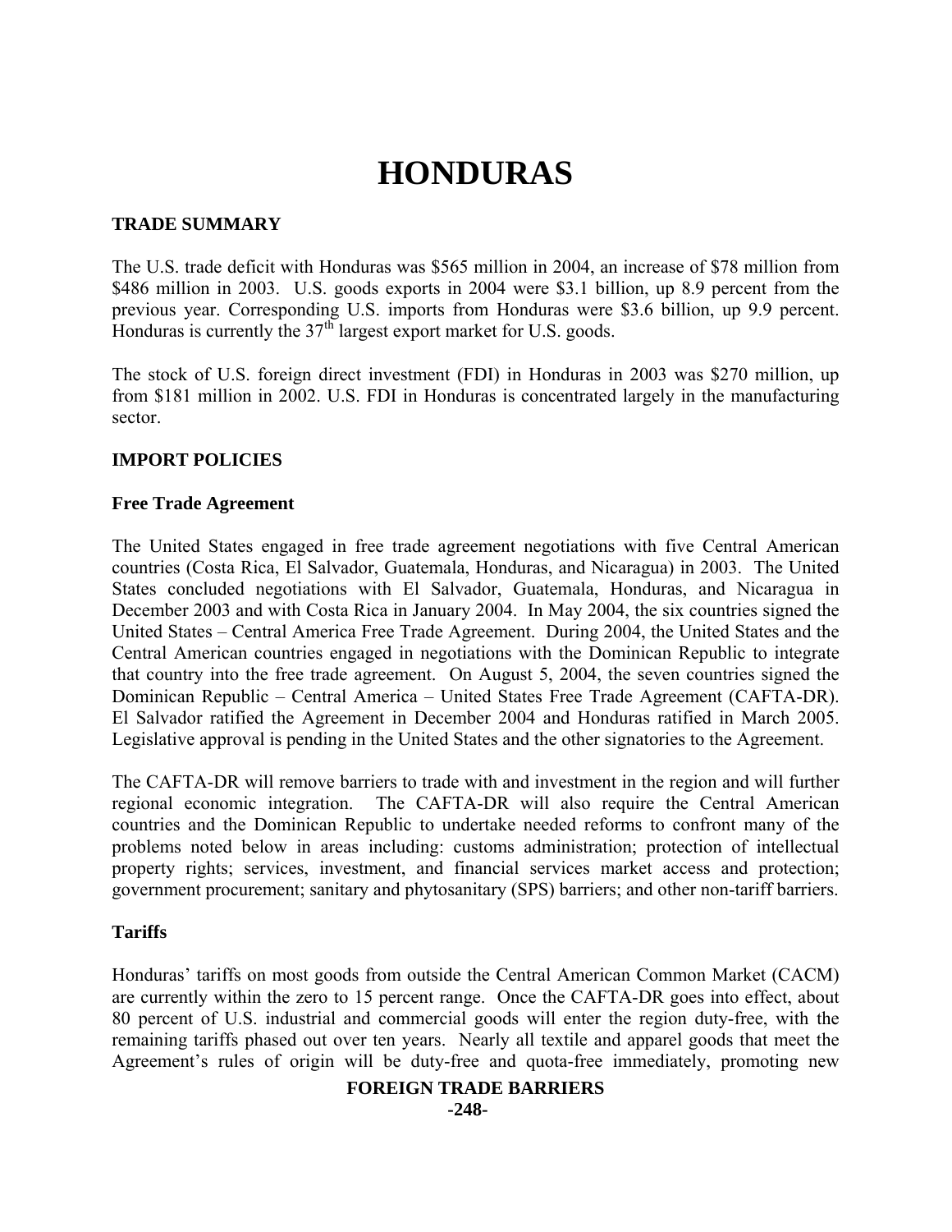# HONDURAS

## TRADE SUMMARY

The U.S. trade deficit with Honduras was $565 million in 2004, an increase of $78 million from $486 million in 2003. U.S. goods exports in 2004 were $3.1 billion, up 8.9 percent from the previous year. Corresponding U.S. imports from Honduras were $3.6 billion, up 9.9 percent. Honduras is currently the 37th largest export market for U.S. goods.

The stock of U.S. foreign direct investment (FDI) in Honduras in 2003 was $270 million, up from $181 million in 2002. U.S. FDI in Honduras is concentrated largely in the manufacturing sector.

## IMPORT POLICIES

### Free Trade Agreement

The United States engaged in free trade agreement negotiations with five Central American countries (Costa Rica, El Salvador, Guatemala, Honduras, and Nicaragua) in 2003. The United States concluded negotiations with El Salvador, Guatemala, Honduras, and Nicaragua in December 2003 and with Costa Rica in January 2004. In May 2004, the six countries signed the United States – Central America Free Trade Agreement. During 2004, the United States and the Central American countries engaged in negotiations with the Dominican Republic to integrate that country into the free trade agreement. On August 5, 2004, the seven countries signed the Dominican Republic – Central America – United States Free Trade Agreement (CAFTA-DR). El Salvador ratified the Agreement in December 2004 and Honduras ratified in March 2005. Legislative approval is pending in the United States and the other signatories to the Agreement.

The CAFTA-DR will remove barriers to trade with and investment in the region and will further regional economic integration. The CAFTA-DR will also require the Central American countries and the Dominican Republic to undertake needed reforms to confront many of the problems noted below in areas including: customs administration; protection of intellectual property rights; services, investment, and financial services market access and protection; government procurement; sanitary and phytosanitary (SPS) barriers; and other non-tariff barriers.

### Tariffs

Honduras' tariffs on most goods from outside the Central American Common Market (CACM) are currently within the zero to 15 percent range. Once the CAFTA-DR goes into effect, about 80 percent of U.S. industrial and commercial goods will enter the region duty-free, with the remaining tariffs phased out over ten years. Nearly all textile and apparel goods that meet the Agreement's rules of origin will be duty-free and quota-free immediately, promoting new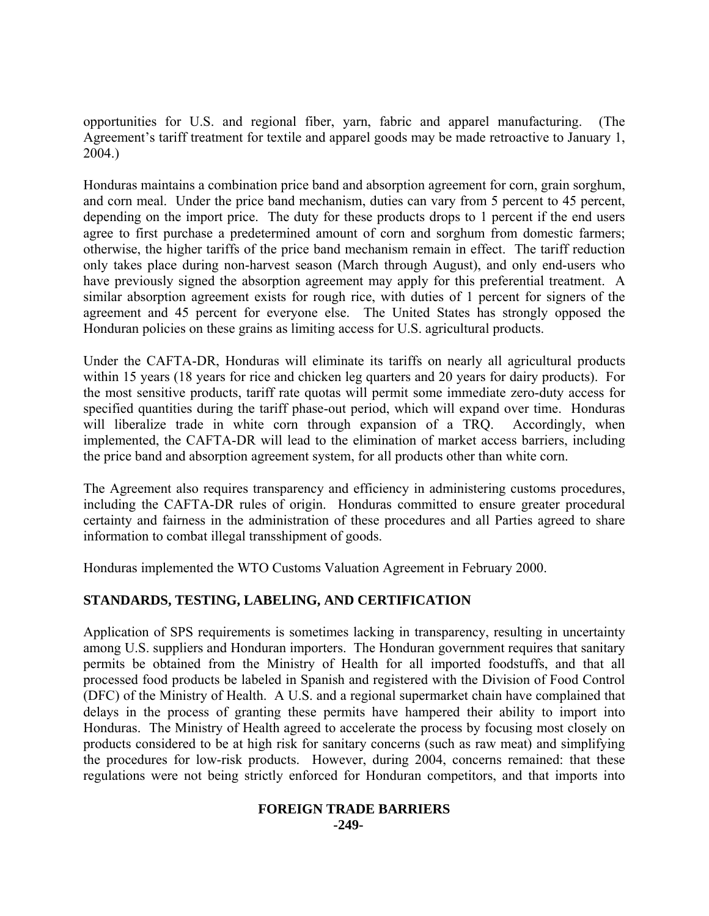opportunities for U.S. and regional fiber, yarn, fabric and apparel manufacturing. (The Agreement's tariff treatment for textile and apparel goods may be made retroactive to January 1, 2004.)

Honduras maintains a combination price band and absorption agreement for corn, grain sorghum, and corn meal. Under the price band mechanism, duties can vary from 5 percent to 45 percent, depending on the import price. The duty for these products drops to 1 percent if the end users agree to first purchase a predetermined amount of corn and sorghum from domestic farmers; otherwise, the higher tariffs of the price band mechanism remain in effect. The tariff reduction only takes place during non-harvest season (March through August), and only end-users who have previously signed the absorption agreement may apply for this preferential treatment. A similar absorption agreement exists for rough rice, with duties of 1 percent for signers of the agreement and 45 percent for everyone else. The United States has strongly opposed the Honduran policies on these grains as limiting access for U.S. agricultural products.

Under the CAFTA-DR, Honduras will eliminate its tariffs on nearly all agricultural products within 15 years (18 years for rice and chicken leg quarters and 20 years for dairy products). For the most sensitive products, tariff rate quotas will permit some immediate zero-duty access for specified quantities during the tariff phase-out period, which will expand over time. Honduras will liberalize trade in white corn through expansion of a TRQ. Accordingly, when implemented, the CAFTA-DR will lead to the elimination of market access barriers, including the price band and absorption agreement system, for all products other than white corn.

The Agreement also requires transparency and efficiency in administering customs procedures, including the CAFTA-DR rules of origin. Honduras committed to ensure greater procedural certainty and fairness in the administration of these procedures and all Parties agreed to share information to combat illegal transshipment of goods.

Honduras implemented the WTO Customs Valuation Agreement in February 2000.

## STANDARDS, TESTING, LABELING, AND CERTIFICATION

Application of SPS requirements is sometimes lacking in transparency, resulting in uncertainty among U.S. suppliers and Honduran importers. The Honduran government requires that sanitary permits be obtained from the Ministry of Health for all imported foodstuffs, and that all processed food products be labeled in Spanish and registered with the Division of Food Control (DFC) of the Ministry of Health. A U.S. and a regional supermarket chain have complained that delays in the process of granting these permits have hampered their ability to import into Honduras. The Ministry of Health agreed to accelerate the process by focusing most closely on products considered to be at high risk for sanitary concerns (such as raw meat) and simplifying the procedures for low-risk products. However, during 2004, concerns remained: that these regulations were not being strictly enforced for Honduran competitors, and that imports into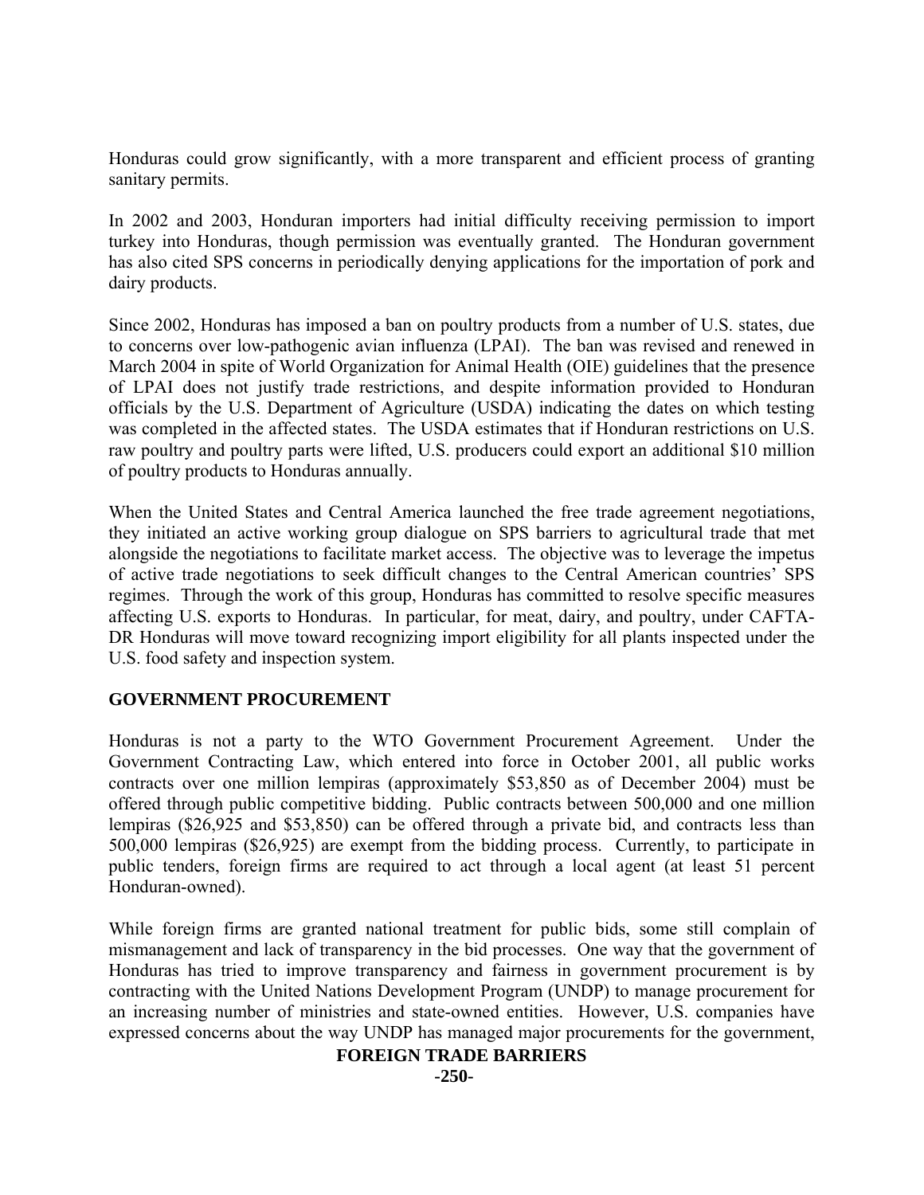Honduras could grow significantly, with a more transparent and efficient process of granting sanitary permits.

In 2002 and 2003, Honduran importers had initial difficulty receiving permission to import turkey into Honduras, though permission was eventually granted. The Honduran government has also cited SPS concerns in periodically denying applications for the importation of pork and dairy products.

Since 2002, Honduras has imposed a ban on poultry products from a number of U.S. states, due to concerns over low-pathogenic avian influenza (LPAI). The ban was revised and renewed in March 2004 in spite of World Organization for Animal Health (OIE) guidelines that the presence of LPAI does not justify trade restrictions, and despite information provided to Honduran officials by the U.S. Department of Agriculture (USDA) indicating the dates on which testing was completed in the affected states. The USDA estimates that if Honduran restrictions on U.S. raw poultry and poultry parts were lifted, U.S. producers could export an additional $10 million of poultry products to Honduras annually.

When the United States and Central America launched the free trade agreement negotiations, they initiated an active working group dialogue on SPS barriers to agricultural trade that met alongside the negotiations to facilitate market access. The objective was to leverage the impetus of active trade negotiations to seek difficult changes to the Central American countries' SPS regimes. Through the work of this group, Honduras has committed to resolve specific measures affecting U.S. exports to Honduras. In particular, for meat, dairy, and poultry, under CAFTA-DR Honduras will move toward recognizing import eligibility for all plants inspected under the U.S. food safety and inspection system.

**GOVERNMENT PROCUREMENT**

Honduras is not a party to the WTO Government Procurement Agreement. Under the Government Contracting Law, which entered into force in October 2001, all public works contracts over one million lempiras (approximately $53,850 as of December 2004) must be offered through public competitive bidding. Public contracts between 500,000 and one million lempiras ($26,925 and $53,850) can be offered through a private bid, and contracts less than 500,000 lempiras ($26,925) are exempt from the bidding process. Currently, to participate in public tenders, foreign firms are required to act through a local agent (at least 51 percent Honduran-owned).

While foreign firms are granted national treatment for public bids, some still complain of mismanagement and lack of transparency in the bid processes. One way that the government of Honduras has tried to improve transparency and fairness in government procurement is by contracting with the United Nations Development Program (UNDP) to manage procurement for an increasing number of ministries and state-owned entities. However, U.S. companies have expressed concerns about the way UNDP has managed major procurements for the government,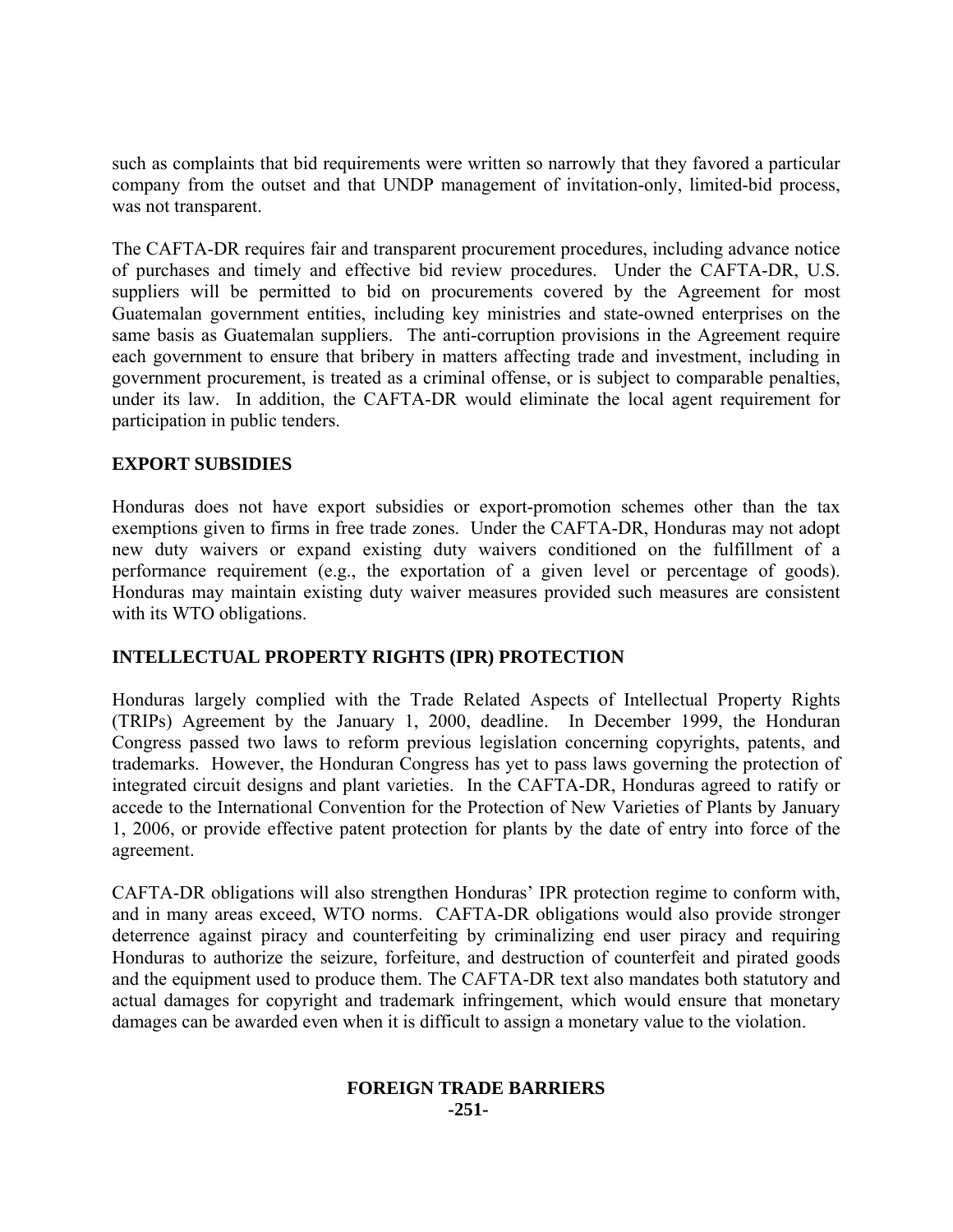such as complaints that bid requirements were written so narrowly that they favored a particular company from the outset and that UNDP management of invitation-only, limited-bid process, was not transparent.

The CAFTA-DR requires fair and transparent procurement procedures, including advance notice of purchases and timely and effective bid review procedures. Under the CAFTA-DR, U.S. suppliers will be permitted to bid on procurements covered by the Agreement for most Guatemalan government entities, including key ministries and state-owned enterprises on the same basis as Guatemalan suppliers. The anti-corruption provisions in the Agreement require each government to ensure that bribery in matters affecting trade and investment, including in government procurement, is treated as a criminal offense, or is subject to comparable penalties, under its law. In addition, the CAFTA-DR would eliminate the local agent requirement for participation in public tenders.

## EXPORT SUBSIDIES

Honduras does not have export subsidies or export-promotion schemes other than the tax exemptions given to firms in free trade zones. Under the CAFTA-DR, Honduras may not adopt new duty waivers or expand existing duty waivers conditioned on the fulfillment of a performance requirement (e.g., the exportation of a given level or percentage of goods). Honduras may maintain existing duty waiver measures provided such measures are consistent with its WTO obligations.

## INTELLECTUAL PROPERTY RIGHTS (IPR) PROTECTION

Honduras largely complied with the Trade Related Aspects of Intellectual Property Rights (TRIPs) Agreement by the January 1, 2000, deadline. In December 1999, the Honduran Congress passed two laws to reform previous legislation concerning copyrights, patents, and trademarks. However, the Honduran Congress has yet to pass laws governing the protection of integrated circuit designs and plant varieties. In the CAFTA-DR, Honduras agreed to ratify or accede to the International Convention for the Protection of New Varieties of Plants by January 1, 2006, or provide effective patent protection for plants by the date of entry into force of the agreement.

CAFTA-DR obligations will also strengthen Honduras' IPR protection regime to conform with, and in many areas exceed, WTO norms. CAFTA-DR obligations would also provide stronger deterrence against piracy and counterfeiting by criminalizing end user piracy and requiring Honduras to authorize the seizure, forfeiture, and destruction of counterfeit and pirated goods and the equipment used to produce them. The CAFTA-DR text also mandates both statutory and actual damages for copyright and trademark infringement, which would ensure that monetary damages can be awarded even when it is difficult to assign a monetary value to the violation.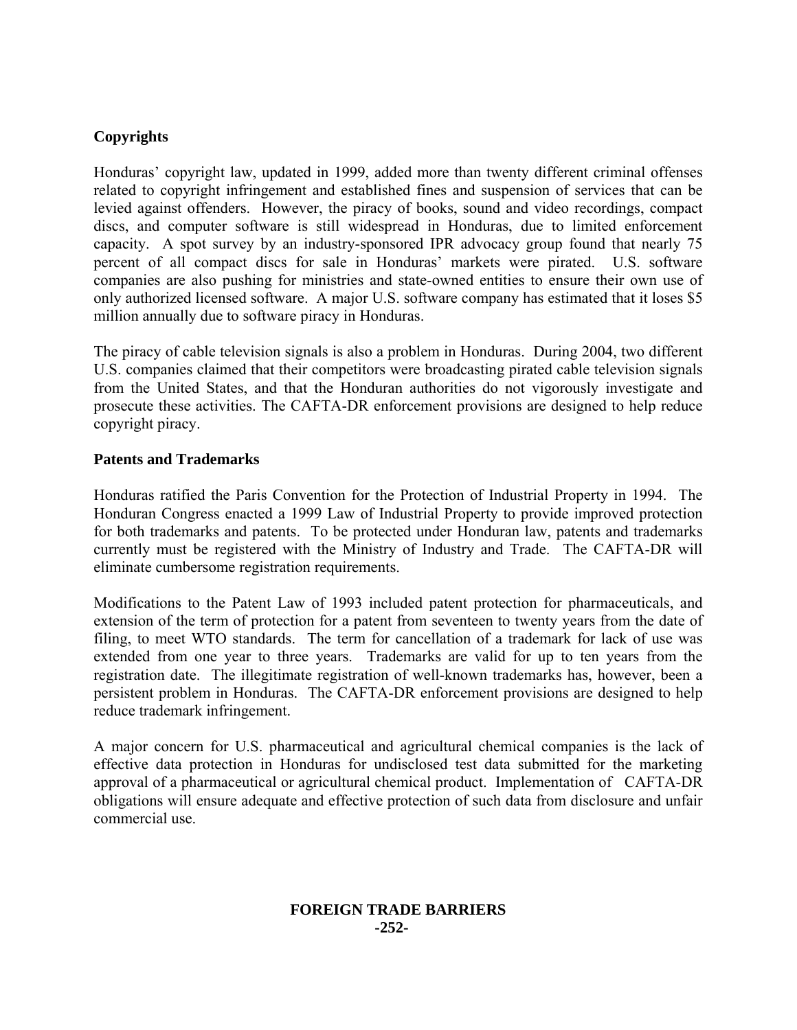**Copyrights**

Honduras' copyright law, updated in 1999, added more than twenty different criminal offenses related to copyright infringement and established fines and suspension of services that can be levied against offenders. However, the piracy of books, sound and video recordings, compact discs, and computer software is still widespread in Honduras, due to limited enforcement capacity. A spot survey by an industry-sponsored IPR advocacy group found that nearly 75 percent of all compact discs for sale in Honduras' markets were pirated. U.S. software companies are also pushing for ministries and state-owned entities to ensure their own use of only authorized licensed software. A major U.S. software company has estimated that it loses $5 million annually due to software piracy in Honduras.

The piracy of cable television signals is also a problem in Honduras. During 2004, two different U.S. companies claimed that their competitors were broadcasting pirated cable television signals from the United States, and that the Honduran authorities do not vigorously investigate and prosecute these activities. The CAFTA-DR enforcement provisions are designed to help reduce copyright piracy.

**Patents and Trademarks**

Honduras ratified the Paris Convention for the Protection of Industrial Property in 1994. The Honduran Congress enacted a 1999 Law of Industrial Property to provide improved protection for both trademarks and patents. To be protected under Honduran law, patents and trademarks currently must be registered with the Ministry of Industry and Trade. The CAFTA-DR will eliminate cumbersome registration requirements.

Modifications to the Patent Law of 1993 included patent protection for pharmaceuticals, and extension of the term of protection for a patent from seventeen to twenty years from the date of filing, to meet WTO standards. The term for cancellation of a trademark for lack of use was extended from one year to three years. Trademarks are valid for up to ten years from the registration date. The illegitimate registration of well-known trademarks has, however, been a persistent problem in Honduras. The CAFTA-DR enforcement provisions are designed to help reduce trademark infringement.

A major concern for U.S. pharmaceutical and agricultural chemical companies is the lack of effective data protection in Honduras for undisclosed test data submitted for the marketing approval of a pharmaceutical or agricultural chemical product. Implementation of CAFTA-DR obligations will ensure adequate and effective protection of such data from disclosure and unfair commercial use.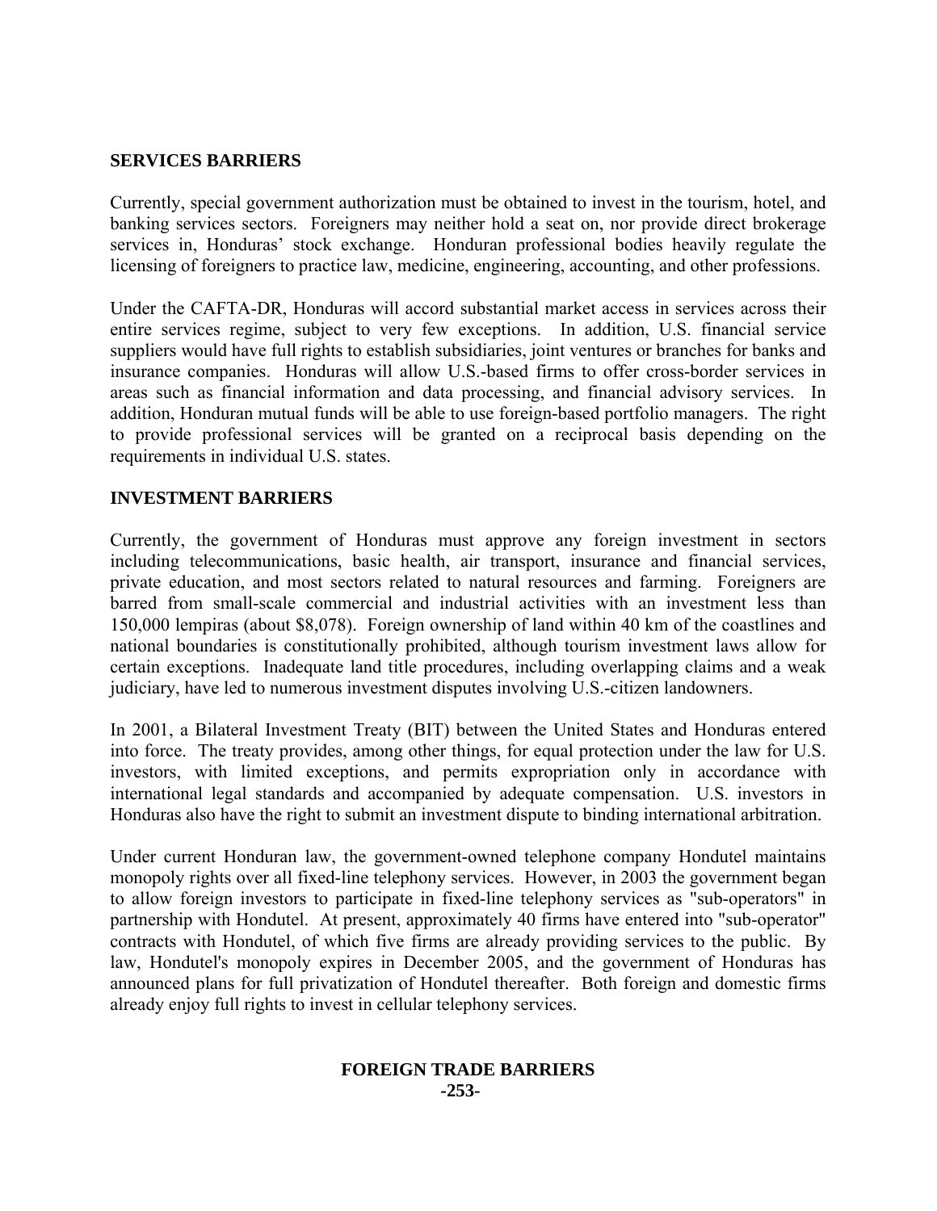## SERVICES BARRIERS

Currently, special government authorization must be obtained to invest in the tourism, hotel, and banking services sectors. Foreigners may neither hold a seat on, nor provide direct brokerage services in, Honduras' stock exchange. Honduran professional bodies heavily regulate the licensing of foreigners to practice law, medicine, engineering, accounting, and other professions.

Under the CAFTA-DR, Honduras will accord substantial market access in services across their entire services regime, subject to very few exceptions. In addition, U.S. financial service suppliers would have full rights to establish subsidiaries, joint ventures or branches for banks and insurance companies. Honduras will allow U.S.-based firms to offer cross-border services in areas such as financial information and data processing, and financial advisory services. In addition, Honduran mutual funds will be able to use foreign-based portfolio managers. The right to provide professional services will be granted on a reciprocal basis depending on the requirements in individual U.S. states.

## INVESTMENT BARRIERS

Currently, the government of Honduras must approve any foreign investment in sectors including telecommunications, basic health, air transport, insurance and financial services, private education, and most sectors related to natural resources and farming. Foreigners are barred from small-scale commercial and industrial activities with an investment less than 150,000 lempiras (about $8,078). Foreign ownership of land within 40 km of the coastlines and national boundaries is constitutionally prohibited, although tourism investment laws allow for certain exceptions. Inadequate land title procedures, including overlapping claims and a weak judiciary, have led to numerous investment disputes involving U.S.-citizen landowners.

In 2001, a Bilateral Investment Treaty (BIT) between the United States and Honduras entered into force. The treaty provides, among other things, for equal protection under the law for U.S. investors, with limited exceptions, and permits expropriation only in accordance with international legal standards and accompanied by adequate compensation. U.S. investors in Honduras also have the right to submit an investment dispute to binding international arbitration.

Under current Honduran law, the government-owned telephone company Hondutel maintains monopoly rights over all fixed-line telephony services. However, in 2003 the government began to allow foreign investors to participate in fixed-line telephony services as "sub-operators" in partnership with Hondutel. At present, approximately 40 firms have entered into "sub-operator" contracts with Hondutel, of which five firms are already providing services to the public. By law, Hondutel's monopoly expires in December 2005, and the government of Honduras has announced plans for full privatization of Hondutel thereafter. Both foreign and domestic firms already enjoy full rights to invest in cellular telephony services.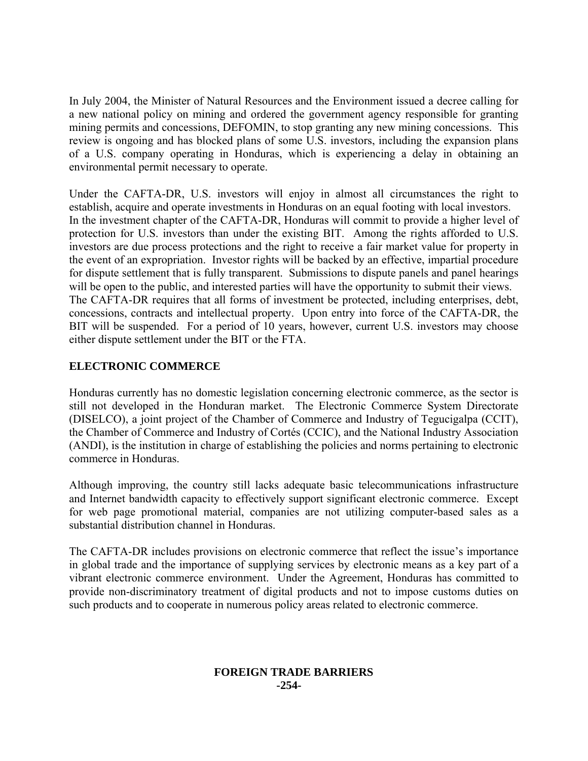In July 2004, the Minister of Natural Resources and the Environment issued a decree calling for a new national policy on mining and ordered the government agency responsible for granting mining permits and concessions, DEFOMIN, to stop granting any new mining concessions. This review is ongoing and has blocked plans of some U.S. investors, including the expansion plans of a U.S. company operating in Honduras, which is experiencing a delay in obtaining an environmental permit necessary to operate.

Under the CAFTA-DR, U.S. investors will enjoy in almost all circumstances the right to establish, acquire and operate investments in Honduras on an equal footing with local investors. In the investment chapter of the CAFTA-DR, Honduras will commit to provide a higher level of protection for U.S. investors than under the existing BIT. Among the rights afforded to U.S. investors are due process protections and the right to receive a fair market value for property in the event of an expropriation. Investor rights will be backed by an effective, impartial procedure for dispute settlement that is fully transparent. Submissions to dispute panels and panel hearings will be open to the public, and interested parties will have the opportunity to submit their views. The CAFTA-DR requires that all forms of investment be protected, including enterprises, debt, concessions, contracts and intellectual property. Upon entry into force of the CAFTA-DR, the BIT will be suspended. For a period of 10 years, however, current U.S. investors may choose either dispute settlement under the BIT or the FTA.

## ELECTRONIC COMMERCE

Honduras currently has no domestic legislation concerning electronic commerce, as the sector is still not developed in the Honduran market. The Electronic Commerce System Directorate (DISELCO), a joint project of the Chamber of Commerce and Industry of Tegucigalpa (CCIT), the Chamber of Commerce and Industry of Cortés (CCIC), and the National Industry Association (ANDI), is the institution in charge of establishing the policies and norms pertaining to electronic commerce in Honduras.

Although improving, the country still lacks adequate basic telecommunications infrastructure and Internet bandwidth capacity to effectively support significant electronic commerce. Except for web page promotional material, companies are not utilizing computer-based sales as a substantial distribution channel in Honduras.

The CAFTA-DR includes provisions on electronic commerce that reflect the issue's importance in global trade and the importance of supplying services by electronic means as a key part of a vibrant electronic commerce environment. Under the Agreement, Honduras has committed to provide non-discriminatory treatment of digital products and not to impose customs duties on such products and to cooperate in numerous policy areas related to electronic commerce.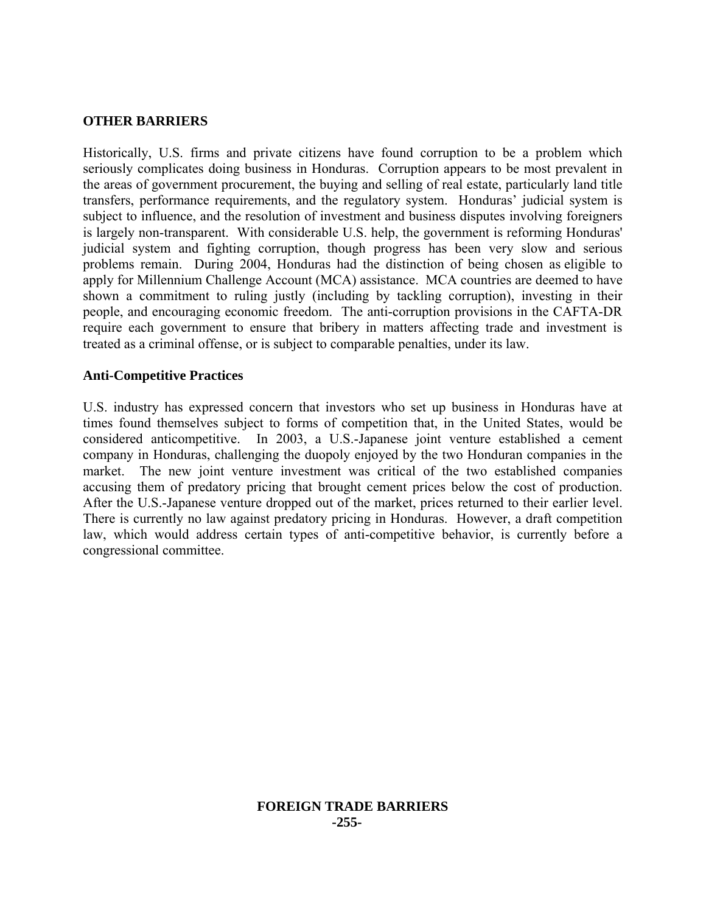## OTHER BARRIERS

Historically, U.S. firms and private citizens have found corruption to be a problem which seriously complicates doing business in Honduras. Corruption appears to be most prevalent in the areas of government procurement, the buying and selling of real estate, particularly land title transfers, performance requirements, and the regulatory system. Honduras' judicial system is subject to influence, and the resolution of investment and business disputes involving foreigners is largely non-transparent. With considerable U.S. help, the government is reforming Honduras' judicial system and fighting corruption, though progress has been very slow and serious problems remain. During 2004, Honduras had the distinction of being chosen as eligible to apply for Millennium Challenge Account (MCA) assistance. MCA countries are deemed to have shown a commitment to ruling justly (including by tackling corruption), investing in their people, and encouraging economic freedom. The anti-corruption provisions in the CAFTA-DR require each government to ensure that bribery in matters affecting trade and investment is treated as a criminal offense, or is subject to comparable penalties, under its law.

### Anti-Competitive Practices

U.S. industry has expressed concern that investors who set up business in Honduras have at times found themselves subject to forms of competition that, in the United States, would be considered anticompetitive. In 2003, a U.S.-Japanese joint venture established a cement company in Honduras, challenging the duopoly enjoyed by the two Honduran companies in the market. The new joint venture investment was critical of the two established companies accusing them of predatory pricing that brought cement prices below the cost of production. After the U.S.-Japanese venture dropped out of the market, prices returned to their earlier level. There is currently no law against predatory pricing in Honduras. However, a draft competition law, which would address certain types of anti-competitive behavior, is currently before a congressional committee.